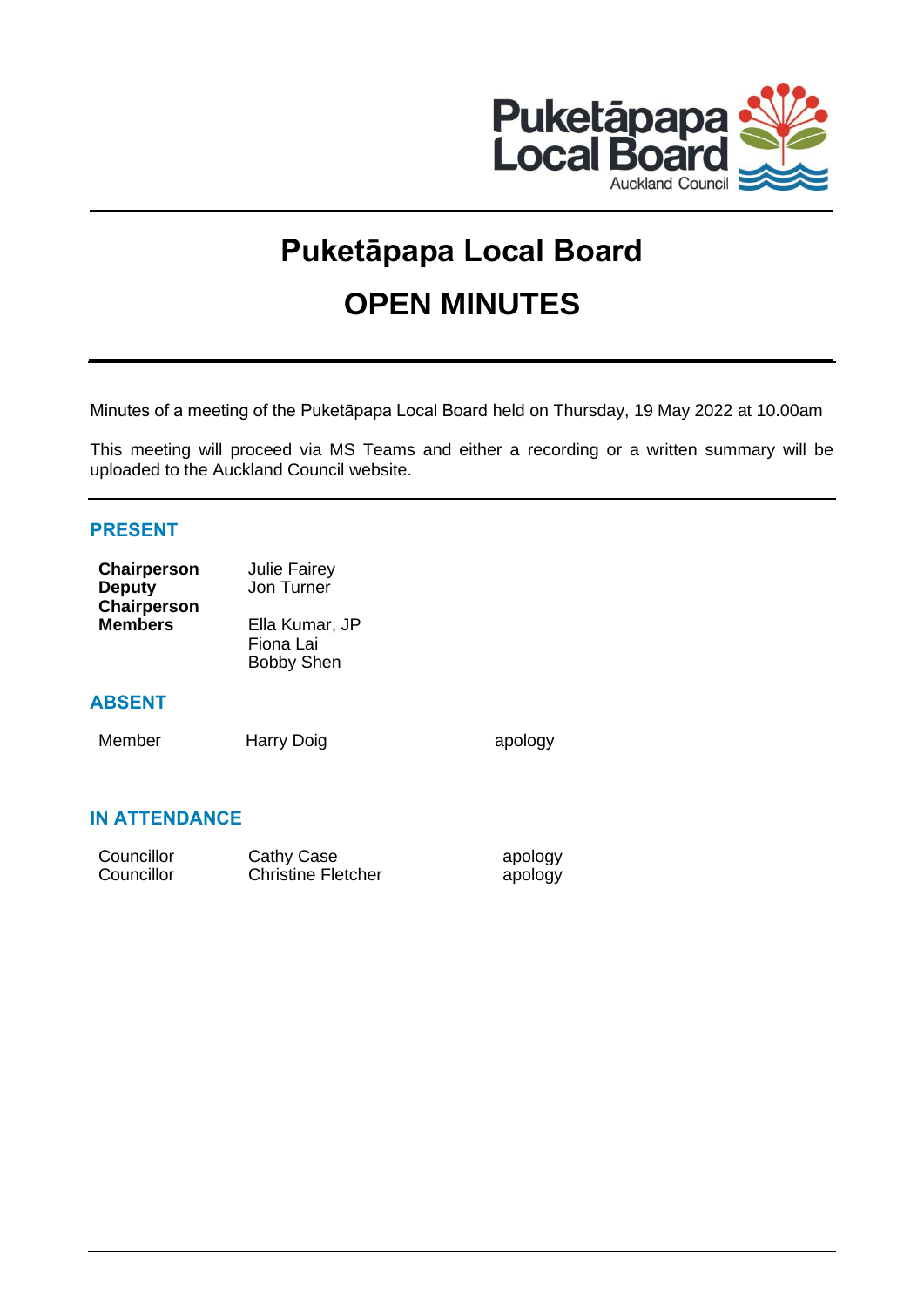# Puketāpapa Local Board

# OPEN MINUTES

Minutes of a meeting of the Puketāpapa Local Board held on Thursday, 19 May 2022 at 10.00am

This meeting will proceed via MS Teams and either a recording or a written summary will be uploaded to the Auckland Council website.

## PRESENT

| | |
|---|---|
| **Chairperson** | Julie Fairey |
| **Deputy Chairperson** | Jon Turner |
| **Members** | Ella Kumar, JP |
| | Fiona Lai |
| | Bobby Shen |

## ABSENT

| | | |
|---|---|---|
| Member | Harry Doig | apology |

## IN ATTENDANCE

| | | |
|---|---|---|
| Councillor | Cathy Case | apology |
| Councillor | Christine Fletcher | apology |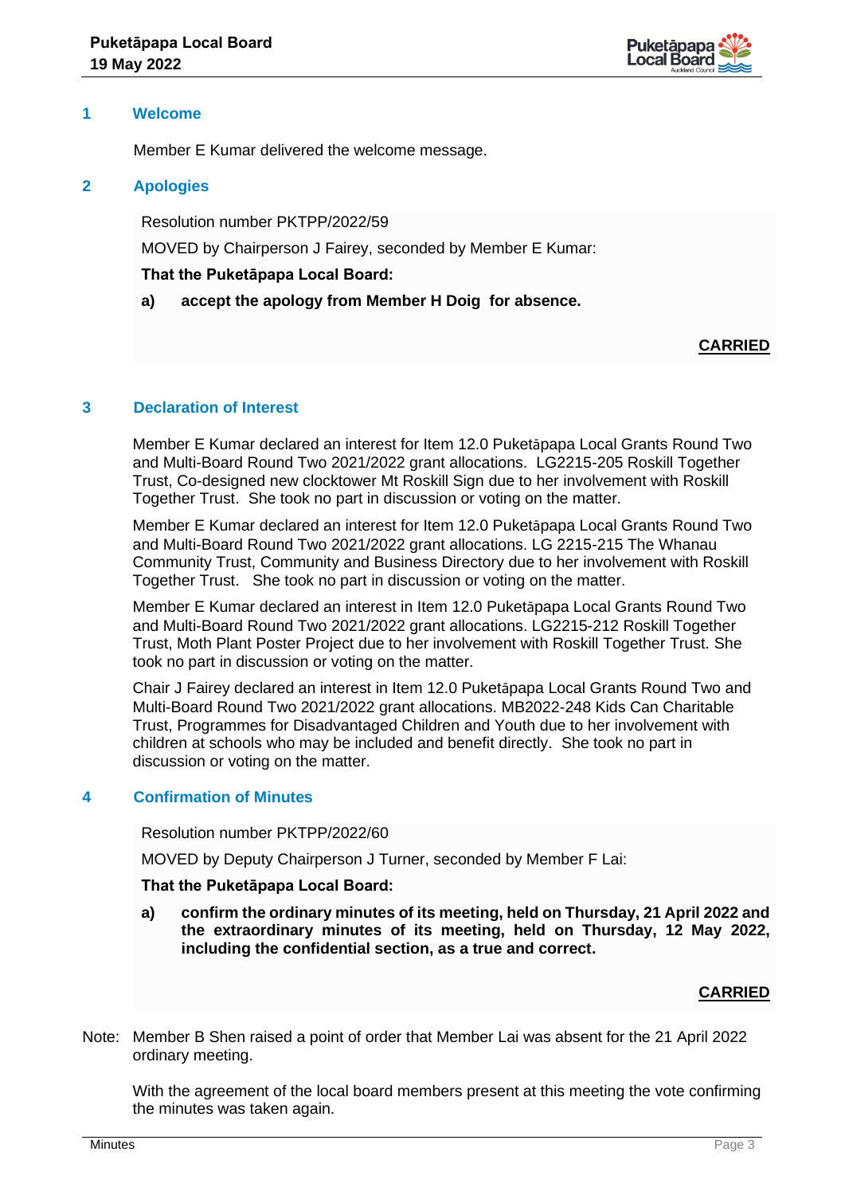## 1 Welcome

Member E Kumar delivered the welcome message.

## 2 Apologies

Resolution number PKTPP/2022/59

MOVED by Chairperson J Fairey, seconded by Member E Kumar:

**That the Puketāpapa Local Board:**

**a) accept the apology from Member H Doig for absence.**

**CARRIED**

## 3 Declaration of Interest

Member E Kumar declared an interest for Item 12.0 Puketāpapa Local Grants Round Two and Multi-Board Round Two 2021/2022 grant allocations. LG2215-205 Roskill Together Trust, Co-designed new clocktower Mt Roskill Sign due to her involvement with Roskill Together Trust. She took no part in discussion or voting on the matter.

Member E Kumar declared an interest for Item 12.0 Puketāpapa Local Grants Round Two and Multi-Board Round Two 2021/2022 grant allocations. LG 2215-215 The Whanau Community Trust, Community and Business Directory due to her involvement with Roskill Together Trust. She took no part in discussion or voting on the matter.

Member E Kumar declared an interest in Item 12.0 Puketāpapa Local Grants Round Two and Multi-Board Round Two 2021/2022 grant allocations. LG2215-212 Roskill Together Trust, Moth Plant Poster Project due to her involvement with Roskill Together Trust. She took no part in discussion or voting on the matter.

Chair J Fairey declared an interest in Item 12.0 Puketāpapa Local Grants Round Two and Multi-Board Round Two 2021/2022 grant allocations. MB2022-248 Kids Can Charitable Trust, Programmes for Disadvantaged Children and Youth due to her involvement with children at schools who may be included and benefit directly. She took no part in discussion or voting on the matter.

## 4 Confirmation of Minutes

Resolution number PKTPP/2022/60

MOVED by Deputy Chairperson J Turner, seconded by Member F Lai:

**That the Puketāpapa Local Board:**

**a) confirm the ordinary minutes of its meeting, held on Thursday, 21 April 2022 and the extraordinary minutes of its meeting, held on Thursday, 12 May 2022, including the confidential section, as a true and correct.**

**CARRIED**

Note: Member B Shen raised a point of order that Member Lai was absent for the 21 April 2022 ordinary meeting.

With the agreement of the local board members present at this meeting the vote confirming the minutes was taken again.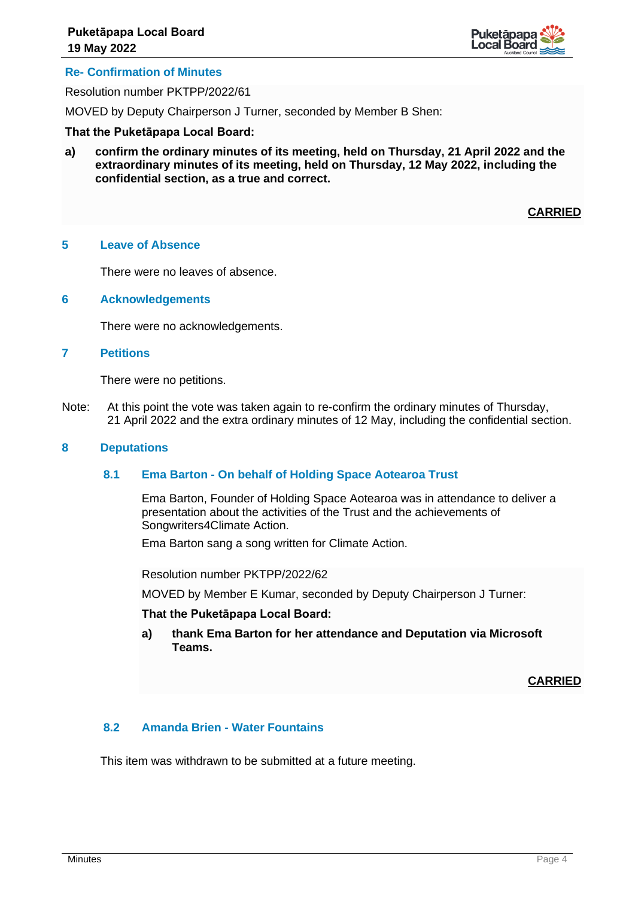### Re- Confirmation of Minutes

Resolution number PKTPP/2022/61

MOVED by Deputy Chairperson J Turner, seconded by Member B Shen:

**That the Puketāpapa Local Board:**

**a) confirm the ordinary minutes of its meeting, held on Thursday, 21 April 2022 and the extraordinary minutes of its meeting, held on Thursday, 12 May 2022, including the confidential section, as a true and correct.**

**CARRIED**

## 5 Leave of Absence

There were no leaves of absence.

## 6 Acknowledgements

There were no acknowledgements.

## 7 Petitions

There were no petitions.

Note: At this point the vote was taken again to re-confirm the ordinary minutes of Thursday, 21 April 2022 and the extra ordinary minutes of 12 May, including the confidential section.

## 8 Deputations

### 8.1 Ema Barton - On behalf of Holding Space Aotearoa Trust

Ema Barton, Founder of Holding Space Aotearoa was in attendance to deliver a presentation about the activities of the Trust and the achievements of Songwriters4Climate Action.

Ema Barton sang a song written for Climate Action.

Resolution number PKTPP/2022/62

MOVED by Member E Kumar, seconded by Deputy Chairperson J Turner:

**That the Puketāpapa Local Board:**

**a) thank Ema Barton for her attendance and Deputation via Microsoft Teams.**

**CARRIED**

### 8.2 Amanda Brien - Water Fountains

This item was withdrawn to be submitted at a future meeting.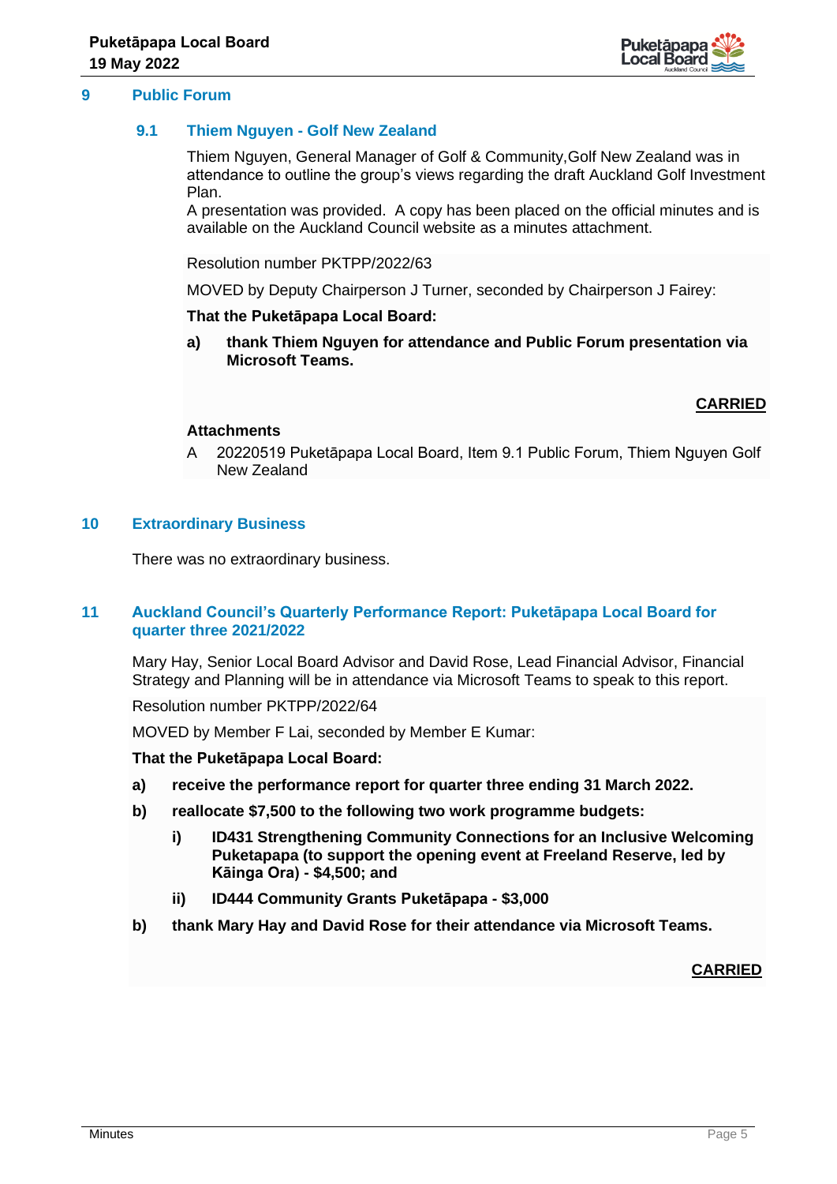## 9 Public Forum

### 9.1 Thiem Nguyen - Golf New Zealand

Thiem Nguyen, General Manager of Golf & Community,Golf New Zealand was in attendance to outline the group's views regarding the draft Auckland Golf Investment Plan.
A presentation was provided. A copy has been placed on the official minutes and is available on the Auckland Council website as a minutes attachment.

Resolution number PKTPP/2022/63

MOVED by Deputy Chairperson J Turner, seconded by Chairperson J Fairey:

**That the Puketāpapa Local Board:**

**a) thank Thiem Nguyen for attendance and Public Forum presentation via Microsoft Teams.**

**CARRIED**

**Attachments**

A 20220519 Puketāpapa Local Board, Item 9.1 Public Forum, Thiem Nguyen Golf New Zealand

## 10 Extraordinary Business

There was no extraordinary business.

## 11 Auckland Council's Quarterly Performance Report: Puketāpapa Local Board for quarter three 2021/2022

Mary Hay, Senior Local Board Advisor and David Rose, Lead Financial Advisor, Financial Strategy and Planning will be in attendance via Microsoft Teams to speak to this report.

Resolution number PKTPP/2022/64

MOVED by Member F Lai, seconded by Member E Kumar:

**That the Puketāpapa Local Board:**

**a) receive the performance report for quarter three ending 31 March 2022.**

**b) reallocate $7,500 to the following two work programme budgets:**

**i) ID431 Strengthening Community Connections for an Inclusive Welcoming Puketapapa (to support the opening event at Freeland Reserve, led by Kāinga Ora) - $4,500; and**

**ii) ID444 Community Grants Puketāpapa - $3,000**

**b) thank Mary Hay and David Rose for their attendance via Microsoft Teams.**

**CARRIED**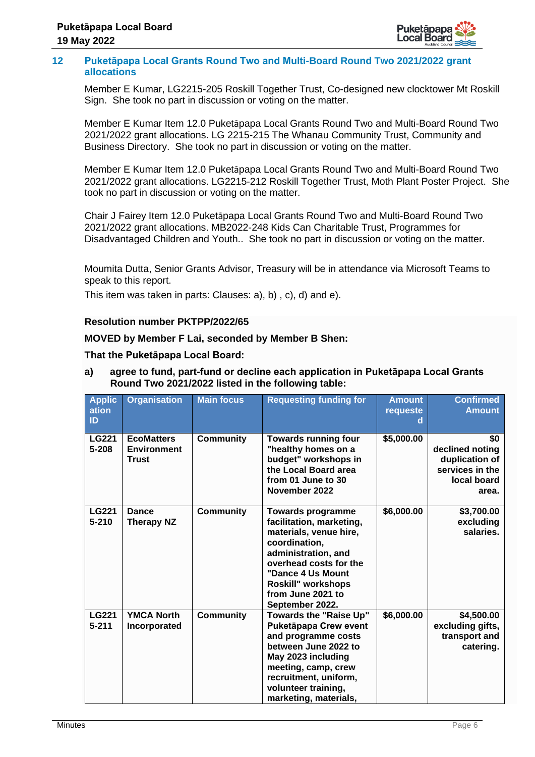## 12 Puketāpapa Local Grants Round Two and Multi-Board Round Two 2021/2022 grant allocations

Member E Kumar, LG2215-205 Roskill Together Trust, Co-designed new clocktower Mt Roskill Sign. She took no part in discussion or voting on the matter.

Member E Kumar Item 12.0 Puketāpapa Local Grants Round Two and Multi-Board Round Two 2021/2022 grant allocations. LG 2215-215 The Whanau Community Trust, Community and Business Directory. She took no part in discussion or voting on the matter.

Member E Kumar Item 12.0 Puketāpapa Local Grants Round Two and Multi-Board Round Two 2021/2022 grant allocations. LG2215-212 Roskill Together Trust, Moth Plant Poster Project. She took no part in discussion or voting on the matter.

Chair J Fairey Item 12.0 Puketāpapa Local Grants Round Two and Multi-Board Round Two 2021/2022 grant allocations. MB2022-248 Kids Can Charitable Trust, Programmes for Disadvantaged Children and Youth.. She took no part in discussion or voting on the matter.

Moumita Dutta, Senior Grants Advisor, Treasury will be in attendance via Microsoft Teams to speak to this report.

This item was taken in parts: Clauses: a), b) , c), d) and e).

**Resolution number PKTPP/2022/65**

**MOVED by Member F Lai, seconded by Member B Shen:**

**That the Puketāpapa Local Board:**

**a) agree to fund, part-fund or decline each application in Puketāpapa Local Grants Round Two 2021/2022 listed in the following table:**

| Application ID | Organisation | Main focus | Requesting funding for | Amount requested | Confirmed Amount |
|---|---|---|---|---|---|
| LG2215-208 | EcoMatters Environment Trust | Community | Towards running four "healthy homes on a budget" workshops in the Local Board area from 01 June to 30 November 2022 | $5,000.00 | $0 declined noting duplication of services in the local board area. |
| LG2215-210 | Dance Therapy NZ | Community | Towards programme facilitation, marketing, materials, venue hire, coordination, administration, and overhead costs for the "Dance 4 Us Mount Roskill" workshops from June 2021 to September 2022. | $6,000.00 | $3,700.00 excluding salaries. |
| LG2215-211 | YMCA North Incorporated | Community | Towards the "Raise Up" Puketāpapa Crew event and programme costs between June 2022 to May 2023 including meeting, camp, crew recruitment, uniform, volunteer training, marketing, materials, | $6,000.00 | $4,500.00 excluding gifts, transport and catering. |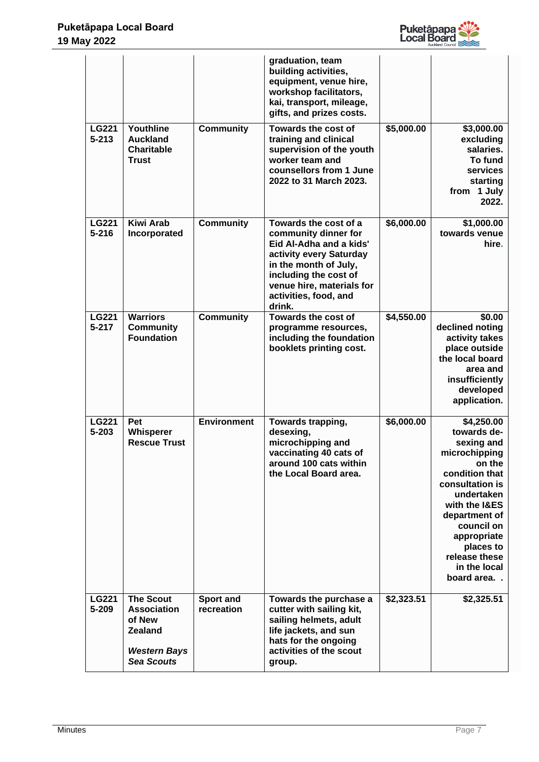|  |  |  | graduation, team building activities, equipment, venue hire, workshop facilitators, kai, transport, mileage, gifts, and prizes costs. |  |  |
|---|---|---|---|---|---|
| **LG2215-213** | **Youthline Auckland Charitable Trust** | **Community** | **Towards the cost of training and clinical supervision of the youth worker team and counsellors from 1 June 2022 to 31 March 2023.** | **$5,000.00** | **$3,000.00 excluding salaries. To fund services starting from 1 July 2022.** |
| **LG2215-216** | **Kiwi Arab Incorporated** | **Community** | **Towards the cost of a community dinner for Eid Al-Adha and a kids' activity every Saturday in the month of July, including the cost of venue hire, materials for activities, food, and drink.** | **$6,000.00** | **$1,000.00 towards venue hire.** |
| **LG2215-217** | **Warriors Community Foundation** | **Community** | **Towards the cost of programme resources, including the foundation booklets printing cost.** | **$4,550.00** | **$0.00 declined noting activity takes place outside the local board area and insufficiently developed application.** |
| **LG2215-203** | **Pet Whisperer Rescue Trust** | **Environment** | **Towards trapping, desexing, microchipping and vaccinating 40 cats of around 100 cats within the Local Board area.** | **$6,000.00** | **$4,250.00 towards de-sexing and microchipping on the condition that consultation is undertaken with the I&ES department of council on appropriate places to release these in the local board area. .** |
| **LG2215-209** | **The Scout Association of New Zealand** ***Western Bays Sea Scouts*** | **Sport and recreation** | **Towards the purchase a cutter with sailing kit, sailing helmets, adult life jackets, and sun hats for the ongoing activities of the scout group.** | **$2,323.51** | **$2,325.51** |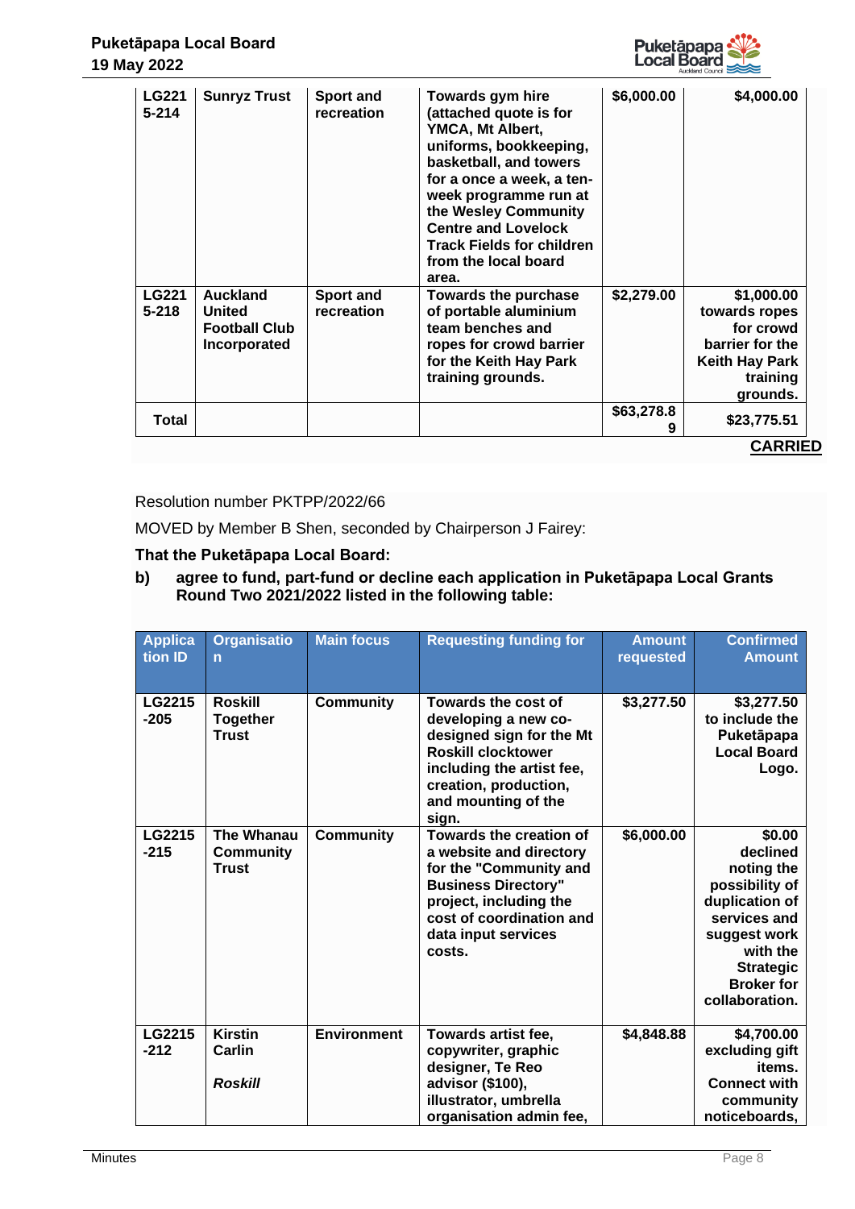| | | | | | |
|---|---|---|---|---|---|
| **LG2215-214** | **Sunryz Trust** | **Sport and recreation** | **Towards gym hire (attached quote is for YMCA, Mt Albert, uniforms, bookkeeping, basketball, and towers for a once a week, a ten-week programme run at the Wesley Community Centre and Lovelock Track Fields for children from the local board area.** | **$6,000.00** | **$4,000.00** |
| **LG2215-218** | **Auckland United Football Club Incorporated** | **Sport and recreation** | **Towards the purchase of portable aluminium team benches and ropes for crowd barrier for the Keith Hay Park training grounds.** | **$2,279.00** | **$1,000.00 towards ropes for crowd barrier for the Keith Hay Park training grounds.** |
| **Total** | | | | **$63,278.89** | **$23,775.51** |

**CARRIED**

Resolution number PKTPP/2022/66

MOVED by Member B Shen, seconded by Chairperson J Fairey:

**That the Puketāpapa Local Board:**

**b) agree to fund, part-fund or decline each application in Puketāpapa Local Grants Round Two 2021/2022 listed in the following table:**

| Application ID | Organisation | Main focus | Requesting funding for | Amount requested | Confirmed Amount |
|---|---|---|---|---|---|
| **LG2215-205** | **Roskill Together Trust** | **Community** | **Towards the cost of developing a new co-designed sign for the Mt Roskill clocktower including the artist fee, creation, production, and mounting of the sign.** | **$3,277.50** | **$3,277.50 to include the Puketāpapa Local Board Logo.** |
| **LG2215-215** | **The Whanau Community Trust** | **Community** | **Towards the creation of a website and directory for the "Community and Business Directory" project, including the cost of coordination and data input services costs.** | **$6,000.00** | **$0.00 declined noting the possibility of duplication of services and suggest work with the Strategic Broker for collaboration.** |
| **LG2215-212** | **Kirstin Carlin** ***Roskill*** | **Environment** | **Towards artist fee, copywriter, graphic designer, Te Reo advisor ($100), illustrator, umbrella organisation admin fee,** | **$4,848.88** | **$4,700.00 excluding gift items. Connect with community noticeboards,** |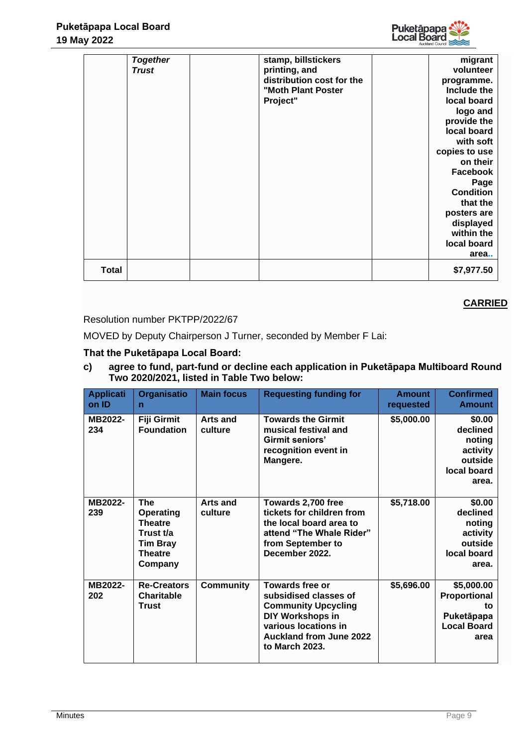| | *Together Trust* | | stamp, billstickers printing, and distribution cost for the "Moth Plant Poster Project" | | migrant volunteer programme. Include the local board logo and provide the local board with soft copies to use on their Facebook Page Condition that the posters are displayed within the local board area.. |
|---|---|---|---|---|---|
| **Total** | | | | | **$7,977.50** |

**CARRIED**

Resolution number PKTPP/2022/67

MOVED by Deputy Chairperson J Turner, seconded by Member F Lai:

**That the Puketāpapa Local Board:**

**c) agree to fund, part-fund or decline each application in Puketāpapa Multiboard Round Two 2020/2021, listed in Table Two below:**

| Application ID | Organisation | Main focus | Requesting funding for | Amount requested | Confirmed Amount |
|---|---|---|---|---|---|
| MB2022-234 | Fiji Girmit Foundation | Arts and culture | Towards the Girmit musical festival and Girmit seniors' recognition event in Mangere. | $5,000.00 | $0.00 declined noting activity outside local board area. |
| MB2022-239 | The Operating Theatre Trust t/a Tim Bray Theatre Company | Arts and culture | Towards 2,700 free tickets for children from the local board area to attend "The Whale Rider" from September to December 2022. | $5,718.00 | $0.00 declined noting activity outside local board area. |
| MB2022-202 | Re-Creators Charitable Trust | Community | Towards free or subsidised classes of Community Upcycling DIY Workshops in various locations in Auckland from June 2022 to March 2023. | $5,696.00 | $5,000.00 Proportional to Puketāpapa Local Board area |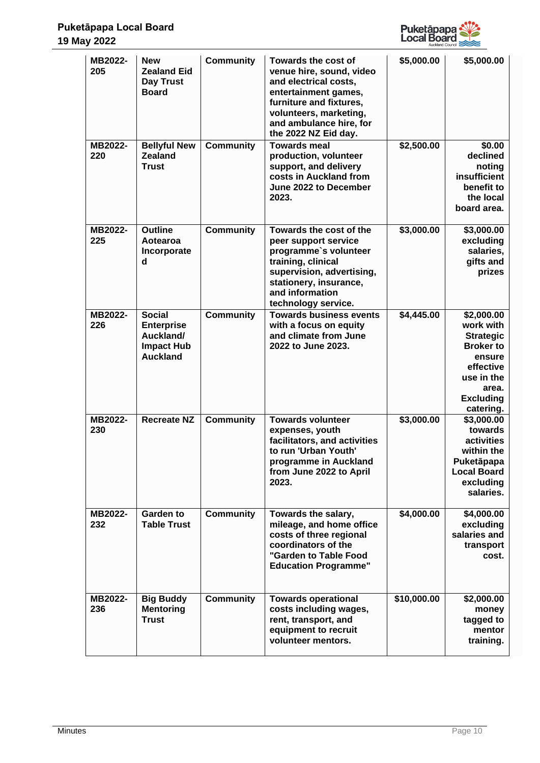| **MB2022-205** | **New Zealand Eid Day Trust Board** | **Community** | **Towards the cost of venue hire, sound, video and electrical costs, entertainment games, furniture and fixtures, volunteers, marketing, and ambulance hire, for the 2022 NZ Eid day.** | **$5,000.00** | **$5,000.00** |
|---|---|---|---|---|---|
| **MB2022-220** | **Bellyful New Zealand Trust** | **Community** | **Towards meal production, volunteer support, and delivery costs in Auckland from June 2022 to December 2023.** | **$2,500.00** | **$0.00 declined noting insufficient benefit to the local board area.** |
| **MB2022-225** | **Outline Aotearoa Incorporated** | **Community** | **Towards the cost of the peer support service programme`s volunteer training, clinical supervision, advertising, stationery, insurance, and information technology service.** | **$3,000.00** | **$3,000.00 excluding salaries, gifts and prizes** |
| **MB2022-226** | **Social Enterprise Auckland/ Impact Hub Auckland** | **Community** | **Towards business events with a focus on equity and climate from June 2022 to June 2023.** | **$4,445.00** | **$2,000.00 work with Strategic Broker to ensure effective use in the area. Excluding catering.** |
| **MB2022-230** | **Recreate NZ** | **Community** | **Towards volunteer expenses, youth facilitators, and activities to run 'Urban Youth' programme in Auckland from June 2022 to April 2023.** | **$3,000.00** | **$3,000.00 towards activities within the Puketāpapa Local Board excluding salaries.** |
| **MB2022-232** | **Garden to Table Trust** | **Community** | **Towards the salary, mileage, and home office costs of three regional coordinators of the "Garden to Table Food Education Programme"** | **$4,000.00** | **$4,000.00 excluding salaries and transport cost.** |
| **MB2022-236** | **Big Buddy Mentoring Trust** | **Community** | **Towards operational costs including wages, rent, transport, and equipment to recruit volunteer mentors.** | **$10,000.00** | **$2,000.00 money tagged to mentor training.** |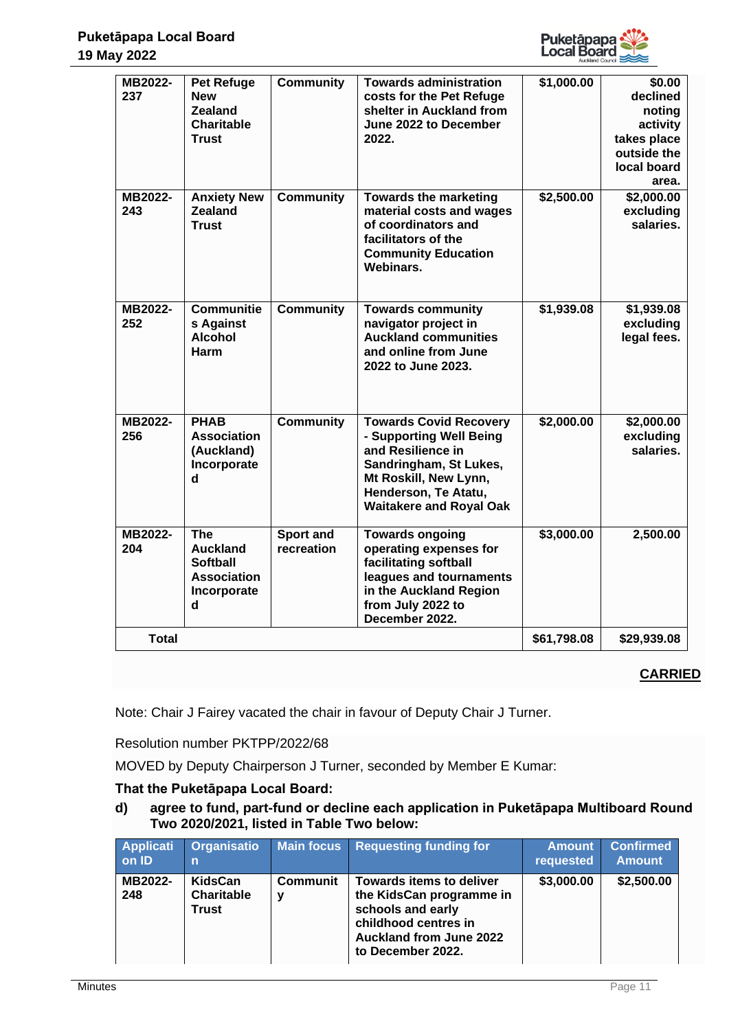| | | | | | |
|---|---|---|---|---|---|
| MB2022-237 | Pet Refuge New Zealand Charitable Trust | Community | Towards administration costs for the Pet Refuge shelter in Auckland from June 2022 to December 2022. | $1,000.00 | $0.00 declined noting activity takes place outside the local board area. |
| MB2022-243 | Anxiety New Zealand Trust | Community | Towards the marketing material costs and wages of coordinators and facilitators of the Community Education Webinars. | $2,500.00 | $2,000.00 excluding salaries. |
| MB2022-252 | Communities Against Alcohol Harm | Community | Towards community navigator project in Auckland communities and online from June 2022 to June 2023. | $1,939.08 | $1,939.08 excluding legal fees. |
| MB2022-256 | PHAB Association (Auckland) Incorporated | Community | Towards Covid Recovery - Supporting Well Being and Resilience in Sandringham, St Lukes, Mt Roskill, New Lynn, Henderson, Te Atatu, Waitakere and Royal Oak | $2,000.00 | $2,000.00 excluding salaries. |
| MB2022-204 | The Auckland Softball Association Incorporated | Sport and recreation | Towards ongoing operating expenses for facilitating softball leagues and tournaments in the Auckland Region from July 2022 to December 2022. | $3,000.00 | 2,500.00 |
| **Total** | | | | $61,798.08 | $29,939.08 |

**CARRIED**

Note: Chair J Fairey vacated the chair in favour of Deputy Chair J Turner.

Resolution number PKTPP/2022/68

MOVED by Deputy Chairperson J Turner, seconded by Member E Kumar:

**That the Puketāpapa Local Board:**

**d) agree to fund, part-fund or decline each application in Puketāpapa Multiboard Round Two 2020/2021, listed in Table Two below:**

| Application ID | Organisation | Main focus | Requesting funding for | Amount requested | Confirmed Amount |
|---|---|---|---|---|---|
| MB2022-248 | KidsCan Charitable Trust | Community | Towards items to deliver the KidsCan programme in schools and early childhood centres in Auckland from June 2022 to December 2022. | $3,000.00 | $2,500.00 |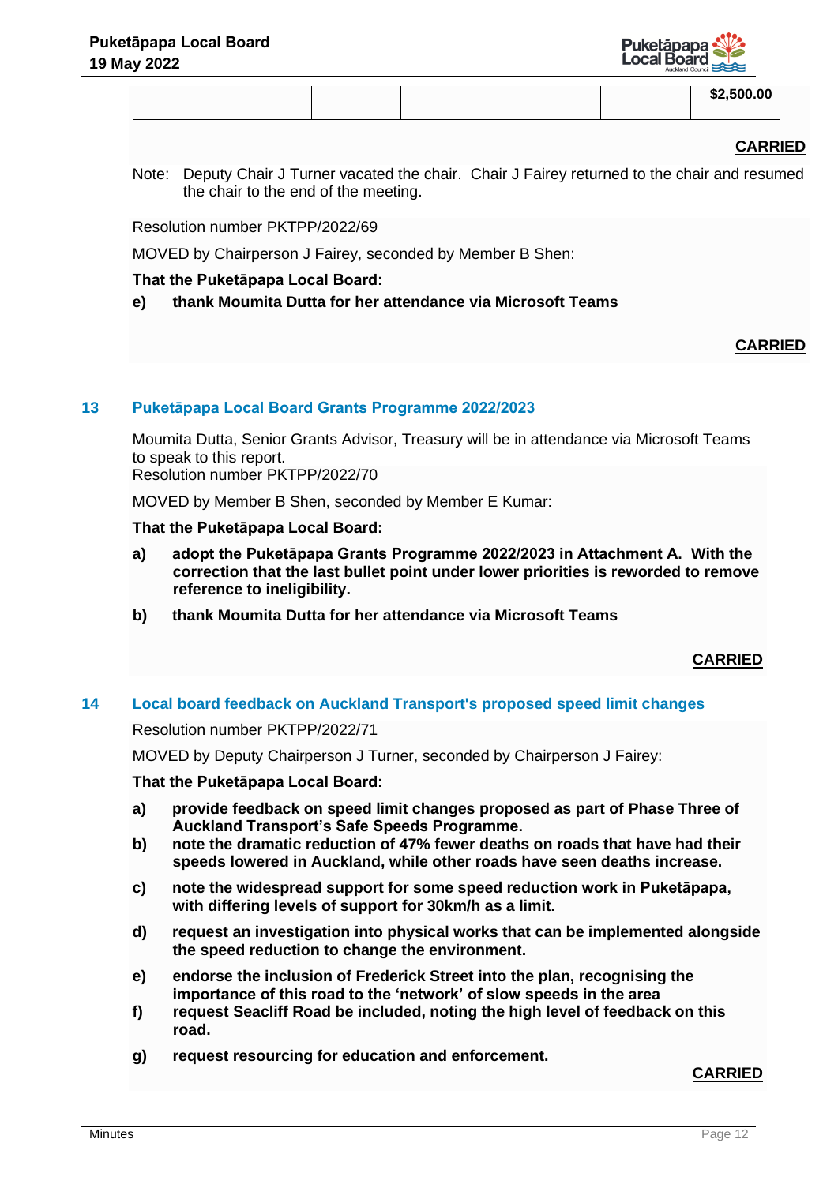|  |  |  |  |  | $2,500.00 |
|---|---|---|---|---|---|

**CARRIED**

Note: Deputy Chair J Turner vacated the chair. Chair J Fairey returned to the chair and resumed the chair to the end of the meeting.

Resolution number PKTPP/2022/69

MOVED by Chairperson J Fairey, seconded by Member B Shen:

**That the Puketāpapa Local Board:**

**e) thank Moumita Dutta for her attendance via Microsoft Teams**

**CARRIED**

## 13 Puketāpapa Local Board Grants Programme 2022/2023

Moumita Dutta, Senior Grants Advisor, Treasury will be in attendance via Microsoft Teams to speak to this report.

Resolution number PKTPP/2022/70

MOVED by Member B Shen, seconded by Member E Kumar:

**That the Puketāpapa Local Board:**

**a) adopt the Puketāpapa Grants Programme 2022/2023 in Attachment A. With the correction that the last bullet point under lower priorities is reworded to remove reference to ineligibility.**

**b) thank Moumita Dutta for her attendance via Microsoft Teams**

**CARRIED**

## 14 Local board feedback on Auckland Transport's proposed speed limit changes

Resolution number PKTPP/2022/71

MOVED by Deputy Chairperson J Turner, seconded by Chairperson J Fairey:

**That the Puketāpapa Local Board:**

**a) provide feedback on speed limit changes proposed as part of Phase Three of Auckland Transport's Safe Speeds Programme.**

**b) note the dramatic reduction of 47% fewer deaths on roads that have had their speeds lowered in Auckland, while other roads have seen deaths increase.**

**c) note the widespread support for some speed reduction work in Puketāpapa, with differing levels of support for 30km/h as a limit.**

**d) request an investigation into physical works that can be implemented alongside the speed reduction to change the environment.**

**e) endorse the inclusion of Frederick Street into the plan, recognising the importance of this road to the 'network' of slow speeds in the area**

**f) request Seacliff Road be included, noting the high level of feedback on this road.**

**g) request resourcing for education and enforcement.**

**CARRIED**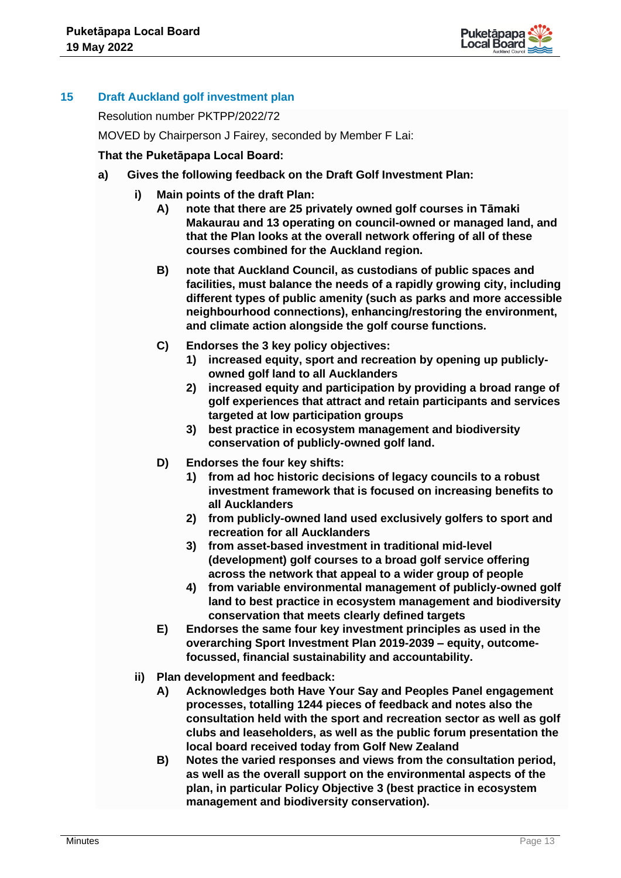## 15 Draft Auckland golf investment plan

Resolution number PKTPP/2022/72

MOVED by Chairperson J Fairey, seconded by Member F Lai:

**That the Puketāpapa Local Board:**

**a) Gives the following feedback on the Draft Golf Investment Plan:**

**i) Main points of the draft Plan:**

**A) note that there are 25 privately owned golf courses in Tāmaki Makaurau and 13 operating on council-owned or managed land, and that the Plan looks at the overall network offering of all of these courses combined for the Auckland region.**

**B) note that Auckland Council, as custodians of public spaces and facilities, must balance the needs of a rapidly growing city, including different types of public amenity (such as parks and more accessible neighbourhood connections), enhancing/restoring the environment, and climate action alongside the golf course functions.**

**C) Endorses the 3 key policy objectives:**

**1) increased equity, sport and recreation by opening up publicly-owned golf land to all Aucklanders**

**2) increased equity and participation by providing a broad range of golf experiences that attract and retain participants and services targeted at low participation groups**

**3) best practice in ecosystem management and biodiversity conservation of publicly-owned golf land.**

**D) Endorses the four key shifts:**

**1) from ad hoc historic decisions of legacy councils to a robust investment framework that is focused on increasing benefits to all Aucklanders**

**2) from publicly-owned land used exclusively golfers to sport and recreation for all Aucklanders**

**3) from asset-based investment in traditional mid-level (development) golf courses to a broad golf service offering across the network that appeal to a wider group of people**

**4) from variable environmental management of publicly-owned golf land to best practice in ecosystem management and biodiversity conservation that meets clearly defined targets**

**E) Endorses the same four key investment principles as used in the overarching Sport Investment Plan 2019-2039 – equity, outcome-focussed, financial sustainability and accountability.**

**ii) Plan development and feedback:**

**A) Acknowledges both Have Your Say and Peoples Panel engagement processes, totalling 1244 pieces of feedback and notes also the consultation held with the sport and recreation sector as well as golf clubs and leaseholders, as well as the public forum presentation the local board received today from Golf New Zealand**

**B) Notes the varied responses and views from the consultation period, as well as the overall support on the environmental aspects of the plan, in particular Policy Objective 3 (best practice in ecosystem management and biodiversity conservation).**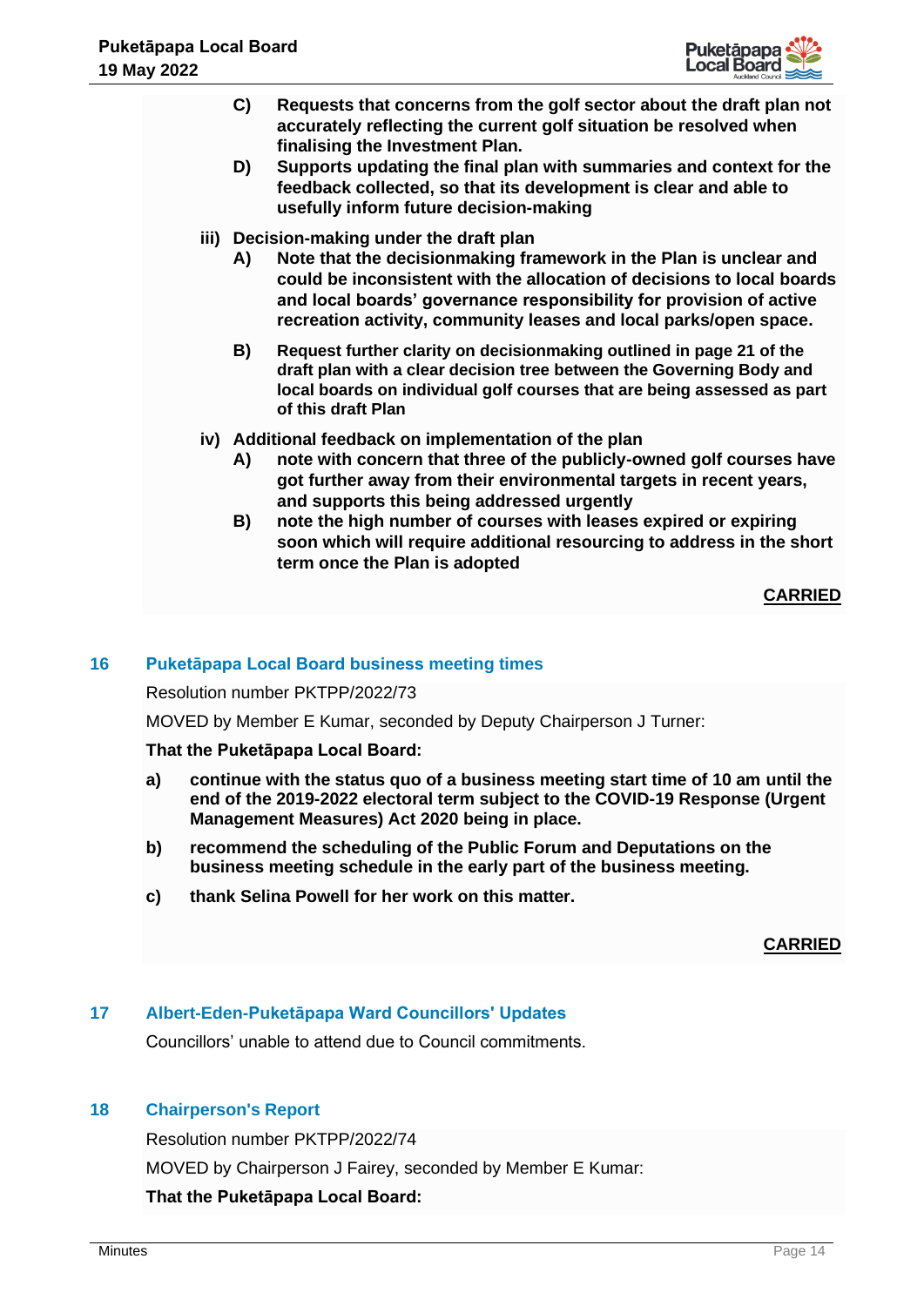C) **Requests that concerns from the golf sector about the draft plan not accurately reflecting the current golf situation be resolved when finalising the Investment Plan.**

D) **Supports updating the final plan with summaries and context for the feedback collected, so that its development is clear and able to usefully inform future decision-making**

iii) **Decision-making under the draft plan**

A) **Note that the decisionmaking framework in the Plan is unclear and could be inconsistent with the allocation of decisions to local boards and local boards' governance responsibility for provision of active recreation activity, community leases and local parks/open space.**

B) **Request further clarity on decisionmaking outlined in page 21 of the draft plan with a clear decision tree between the Governing Body and local boards on individual golf courses that are being assessed as part of this draft Plan**

iv) **Additional feedback on implementation of the plan**

A) **note with concern that three of the publicly-owned golf courses have got further away from their environmental targets in recent years, and supports this being addressed urgently**

B) **note the high number of courses with leases expired or expiring soon which will require additional resourcing to address in the short term once the Plan is adopted**

**CARRIED**

## 16 Puketāpapa Local Board business meeting times

Resolution number PKTPP/2022/73

MOVED by Member E Kumar, seconded by Deputy Chairperson J Turner:

**That the Puketāpapa Local Board:**

a) **continue with the status quo of a business meeting start time of 10 am until the end of the 2019-2022 electoral term subject to the COVID-19 Response (Urgent Management Measures) Act 2020 being in place.**

b) **recommend the scheduling of the Public Forum and Deputations on the business meeting schedule in the early part of the business meeting.**

c) **thank Selina Powell for her work on this matter.**

**CARRIED**

## 17 Albert-Eden-Puketāpapa Ward Councillors' Updates

Councillors' unable to attend due to Council commitments.

## 18 Chairperson's Report

Resolution number PKTPP/2022/74

MOVED by Chairperson J Fairey, seconded by Member E Kumar:

**That the Puketāpapa Local Board:**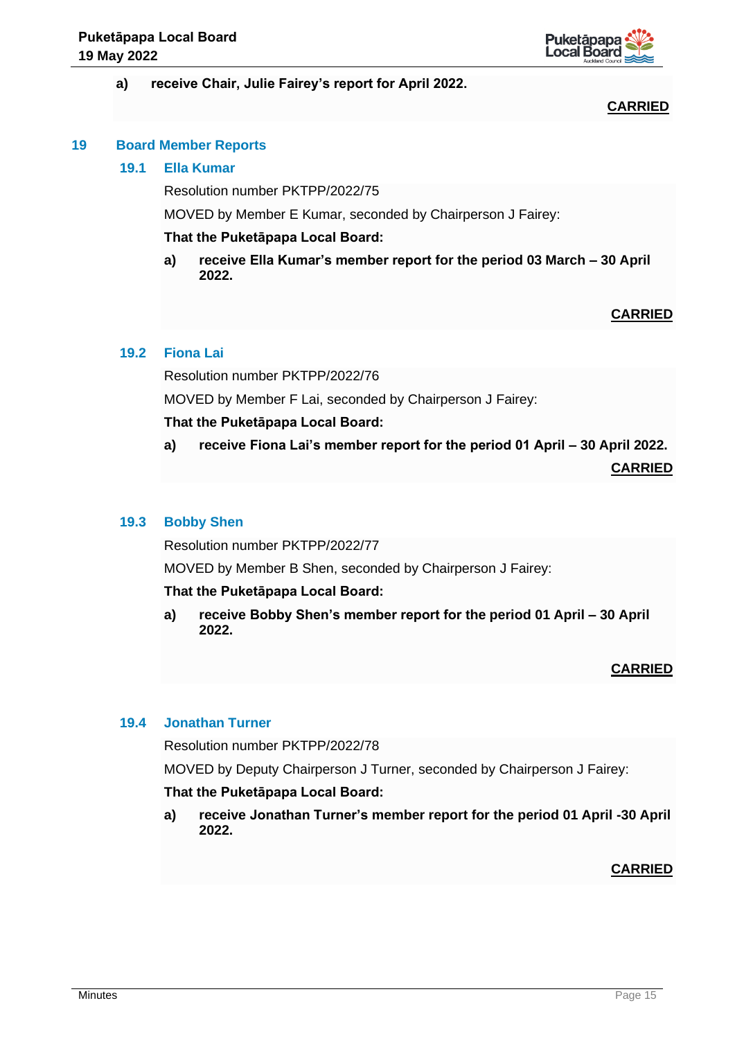a) **receive Chair, Julie Fairey's report for April 2022.**

**CARRIED**

## 19 Board Member Reports

### 19.1 Ella Kumar

Resolution number PKTPP/2022/75

MOVED by Member E Kumar, seconded by Chairperson J Fairey:

**That the Puketāpapa Local Board:**

a) **receive Ella Kumar's member report for the period 03 March – 30 April 2022.**

**CARRIED**

### 19.2 Fiona Lai

Resolution number PKTPP/2022/76

MOVED by Member F Lai, seconded by Chairperson J Fairey:

**That the Puketāpapa Local Board:**

a) **receive Fiona Lai's member report for the period 01 April – 30 April 2022.**

**CARRIED**

### 19.3 Bobby Shen

Resolution number PKTPP/2022/77

MOVED by Member B Shen, seconded by Chairperson J Fairey:

**That the Puketāpapa Local Board:**

a) **receive Bobby Shen's member report for the period 01 April – 30 April 2022.**

**CARRIED**

### 19.4 Jonathan Turner

Resolution number PKTPP/2022/78

MOVED by Deputy Chairperson J Turner, seconded by Chairperson J Fairey:

**That the Puketāpapa Local Board:**

a) **receive Jonathan Turner's member report for the period 01 April -30 April 2022.**

**CARRIED**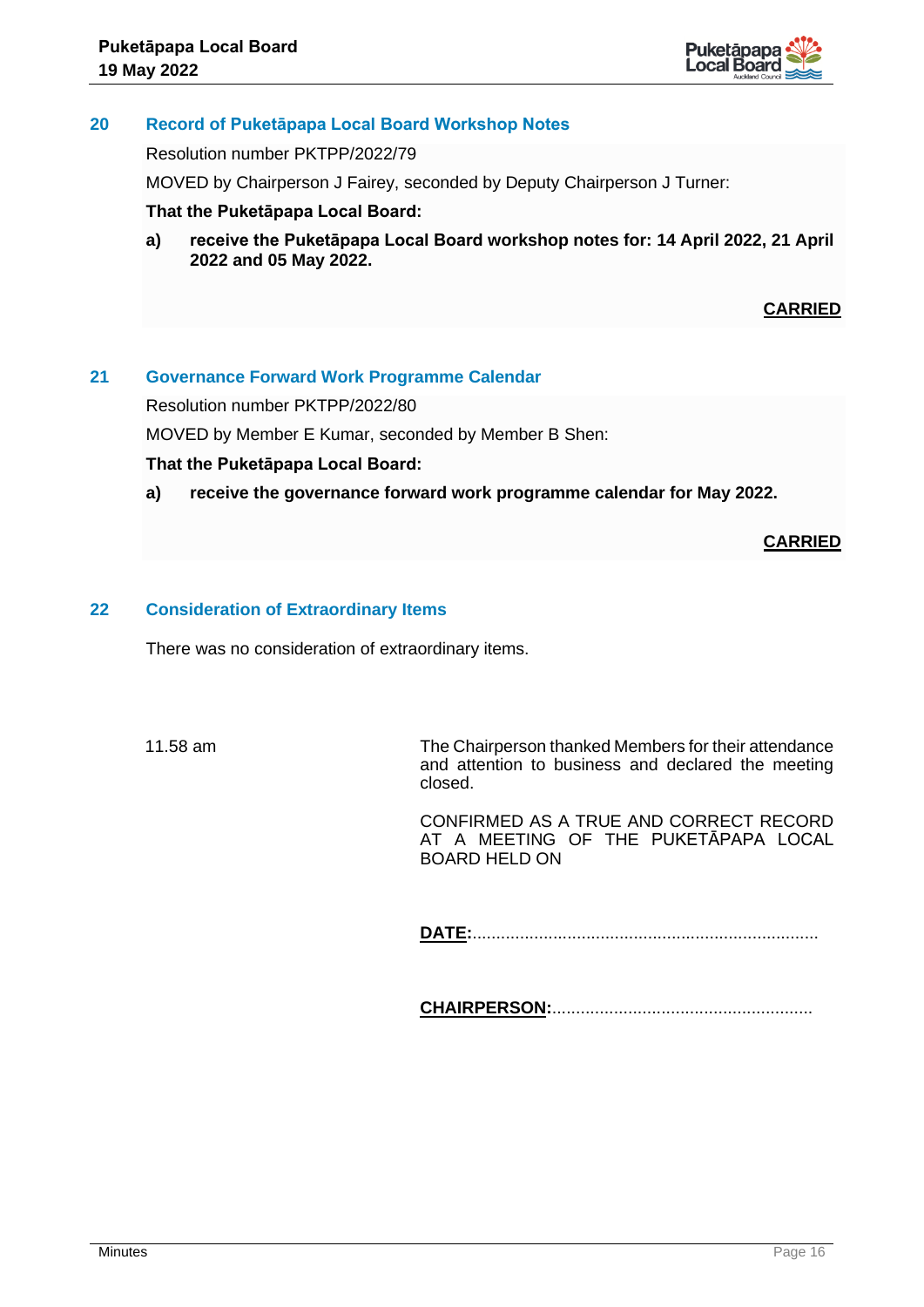## 20 Record of Puketāpapa Local Board Workshop Notes

Resolution number PKTPP/2022/79

MOVED by Chairperson J Fairey, seconded by Deputy Chairperson J Turner:

**That the Puketāpapa Local Board:**

**a) receive the Puketāpapa Local Board workshop notes for: 14 April 2022, 21 April 2022 and 05 May 2022.**

**CARRIED**

## 21 Governance Forward Work Programme Calendar

Resolution number PKTPP/2022/80

MOVED by Member E Kumar, seconded by Member B Shen:

**That the Puketāpapa Local Board:**

**a) receive the governance forward work programme calendar for May 2022.**

**CARRIED**

## 22 Consideration of Extraordinary Items

There was no consideration of extraordinary items.

11.58 am The Chairperson thanked Members for their attendance and attention to business and declared the meeting closed.

CONFIRMED AS A TRUE AND CORRECT RECORD AT A MEETING OF THE PUKETĀPAPA LOCAL BOARD HELD ON

**DATE:**.........................................................................

**CHAIRPERSON:**.......................................................